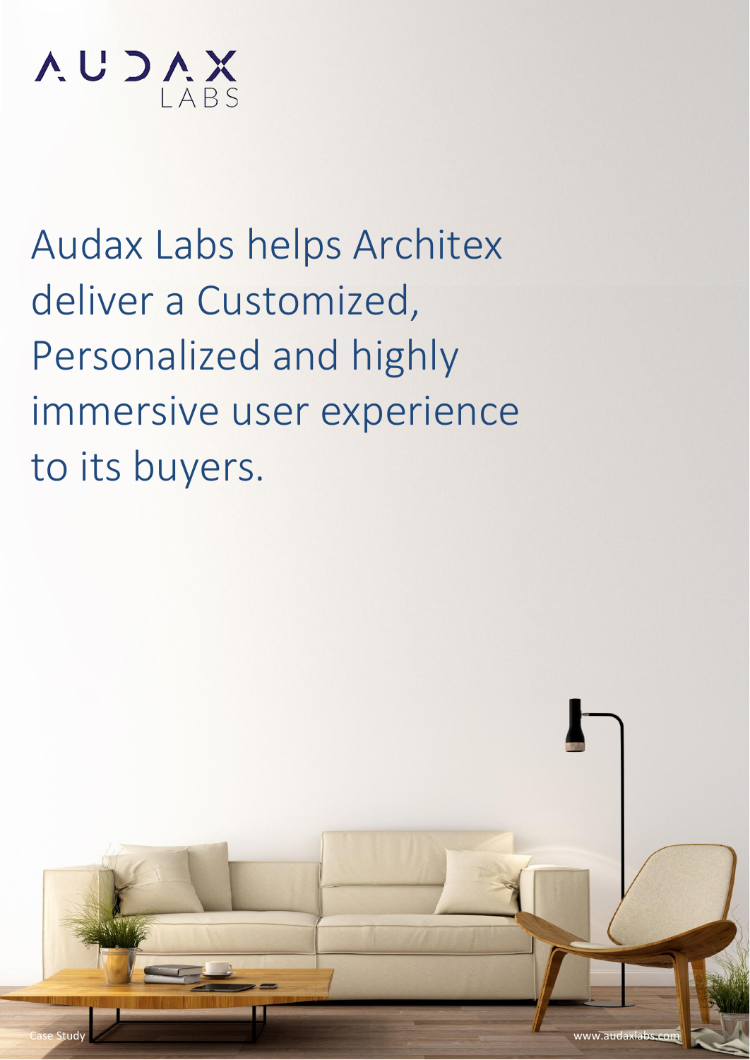AUDAX LABS

# Audax Labs helps Architex deliver a Customized, Personalized and highly immersive user experience to its buyers.

Case Study

www.audaxlabs.com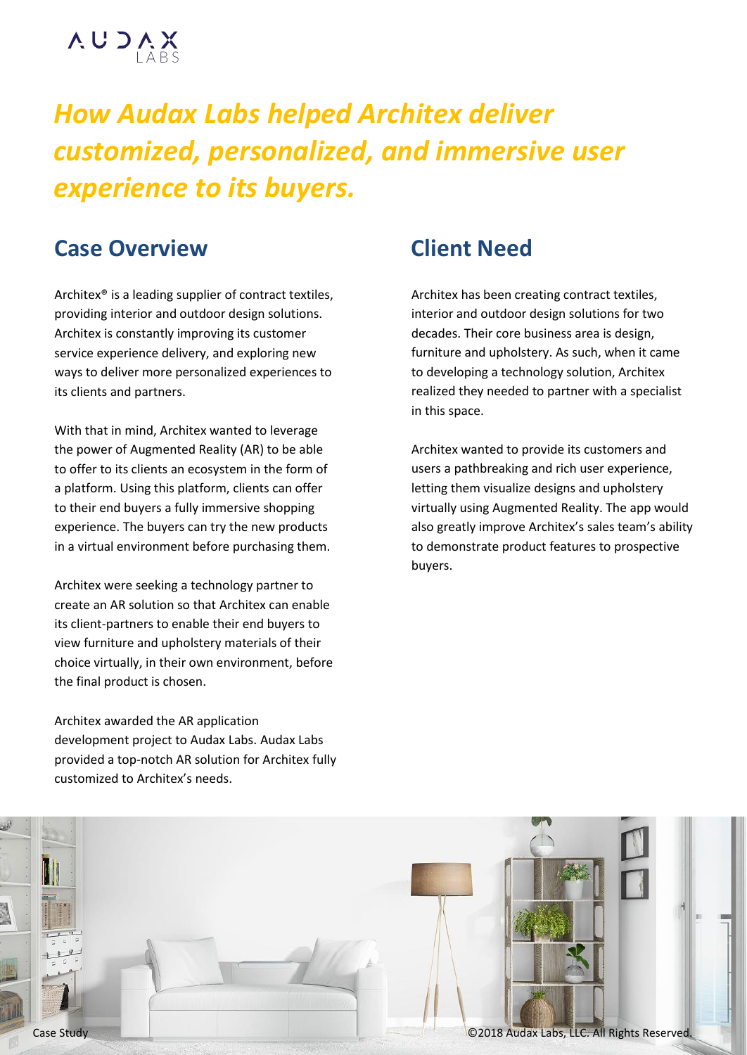# *How Audax Labs helped Architex deliver customized, personalized, and immersive user experience to its buyers.*

## Case Overview

Architex® is a leading supplier of contract textiles, providing interior and outdoor design solutions. Architex is constantly improving its customer service experience delivery, and exploring new ways to deliver more personalized experiences to its clients and partners.

With that in mind, Architex wanted to leverage the power of Augmented Reality (AR) to be able to offer to its clients an ecosystem in the form of a platform. Using this platform, clients can offer to their end buyers a fully immersive shopping experience. The buyers can try the new products in a virtual environment before purchasing them.

Architex were seeking a technology partner to create an AR solution so that Architex can enable its client-partners to enable their end buyers to view furniture and upholstery materials of their choice virtually, in their own environment, before the final product is chosen.

Architex awarded the AR application development project to Audax Labs. Audax Labs provided a top-notch AR solution for Architex fully customized to Architex's needs.

## Client Need

Architex has been creating contract textiles, interior and outdoor design solutions for two decades. Their core business area is design, furniture and upholstery. As such, when it came to developing a technology solution, Architex realized they needed to partner with a specialist in this space.

Architex wanted to provide its customers and users a pathbreaking and rich user experience, letting them visualize designs and upholstery virtually using Augmented Reality. The app would also greatly improve Architex's sales team's ability to demonstrate product features to prospective buyers.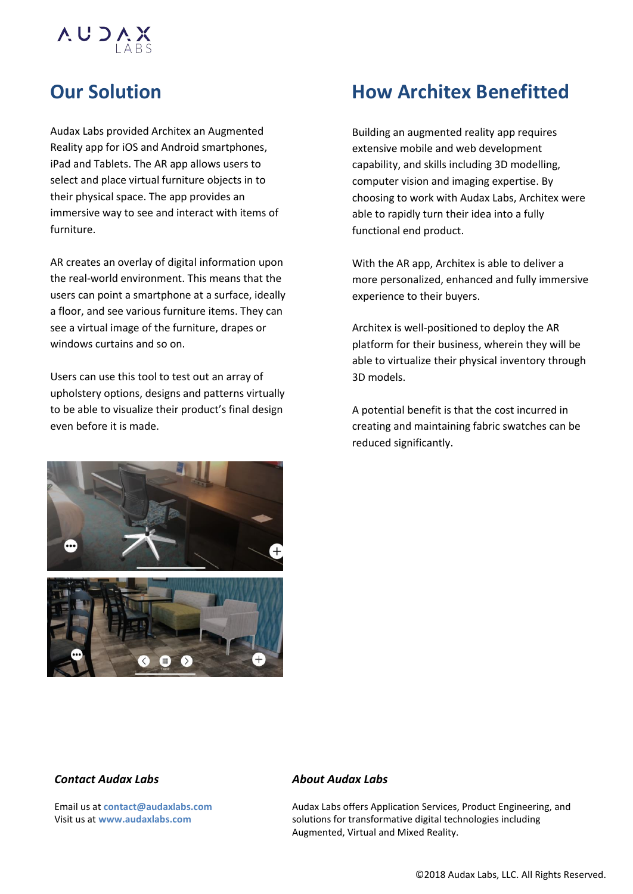## Our Solution

Audax Labs provided Architex an Augmented Reality app for iOS and Android smartphones, iPad and Tablets. The AR app allows users to select and place virtual furniture objects in to their physical space. The app provides an immersive way to see and interact with items of furniture.

AR creates an overlay of digital information upon the real-world environment. This means that the users can point a smartphone at a surface, ideally a floor, and see various furniture items. They can see a virtual image of the furniture, drapes or windows curtains and so on.

Users can use this tool to test out an array of upholstery options, designs and patterns virtually to be able to visualize their product's final design even before it is made.

## How Architex Benefitted

Building an augmented reality app requires extensive mobile and web development capability, and skills including 3D modelling, computer vision and imaging expertise. By choosing to work with Audax Labs, Architex were able to rapidly turn their idea into a fully functional end product.

With the AR app, Architex is able to deliver a more personalized, enhanced and fully immersive experience to their buyers.

Architex is well-positioned to deploy the AR platform for their business, wherein they will be able to virtualize their physical inventory through 3D models.

A potential benefit is that the cost incurred in creating and maintaining fabric swatches can be reduced significantly.

### *Contact Audax Labs*

Email us at **contact@audaxlabs.com**
Visit us at **www.audaxlabs.com**

### *About Audax Labs*

Audax Labs offers Application Services, Product Engineering, and solutions for transformative digital technologies including Augmented, Virtual and Mixed Reality.

©2018 Audax Labs, LLC. All Rights Reserved.